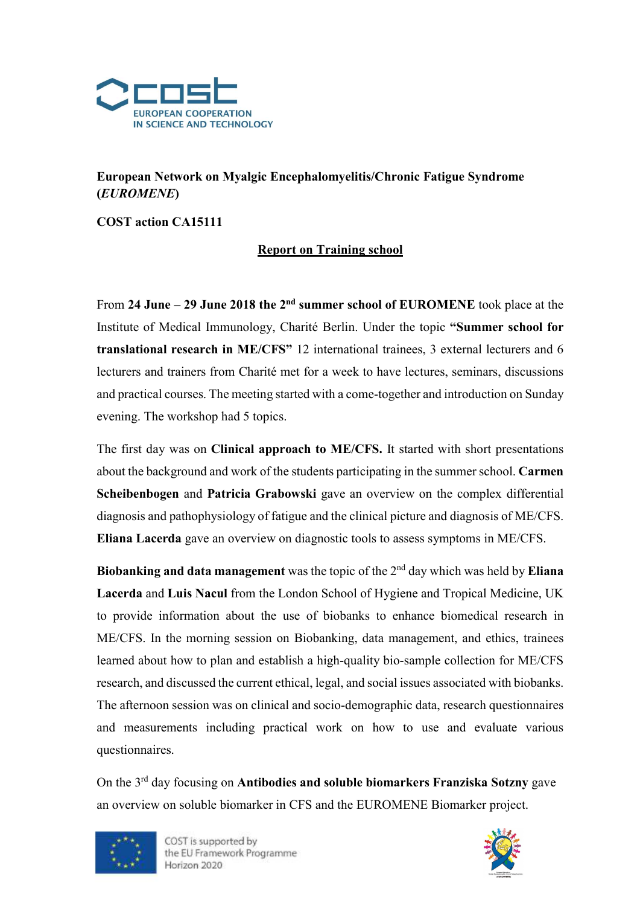COST

EUROPEAN COOPERATION IN SCIENCE AND TECHNOLOGY

**European Network on Myalgic Encephalomyelitis/Chronic Fatigue Syndrome (*EUROMENE*)**

**COST action CA15111**

**<u>Report on Training school</u>**

From **24 June – 29 June 2018 the 2nd summer school of EUROMENE** took place at the Institute of Medical Immunology, Charité Berlin. Under the topic **"Summer school for translational research in ME/CFS"** 12 international trainees, 3 external lecturers and 6 lecturers and trainers from Charité met for a week to have lectures, seminars, discussions and practical courses. The meeting started with a come-together and introduction on Sunday evening. The workshop had 5 topics.

The first day was on **Clinical approach to ME/CFS.** It started with short presentations about the background and work of the students participating in the summer school. **Carmen Scheibenbogen** and **Patricia Grabowski** gave an overview on the complex differential diagnosis and pathophysiology of fatigue and the clinical picture and diagnosis of ME/CFS. **Eliana Lacerda** gave an overview on diagnostic tools to assess symptoms in ME/CFS.

**Biobanking and data management** was the topic of the 2nd day which was held by **Eliana Lacerda** and **Luis Nacul** from the London School of Hygiene and Tropical Medicine, UK to provide information about the use of biobanks to enhance biomedical research in ME/CFS. In the morning session on Biobanking, data management, and ethics, trainees learned about how to plan and establish a high-quality bio-sample collection for ME/CFS research, and discussed the current ethical, legal, and social issues associated with biobanks. The afternoon session was on clinical and socio-demographic data, research questionnaires and measurements including practical work on how to use and evaluate various questionnaires.

On the 3rd day focusing on **Antibodies and soluble biomarkers Franziska Sotzny** gave an overview on soluble biomarker in CFS and the EUROMENE Biomarker project.

COST is supported by the EU Framework Programme Horizon 2020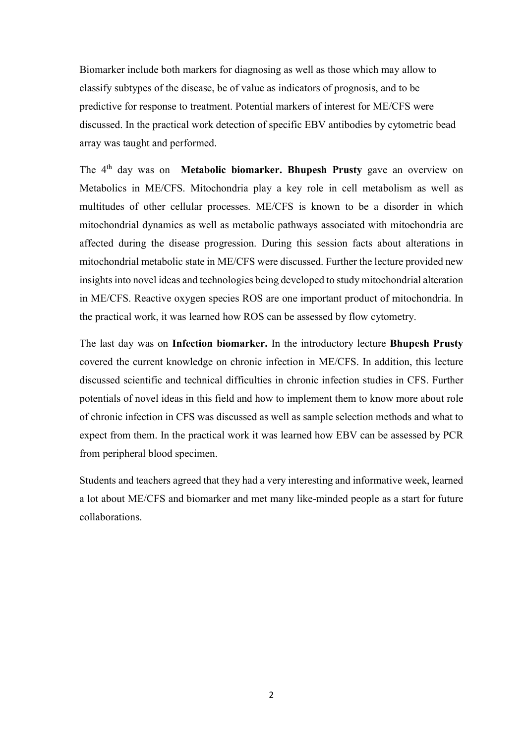Biomarker include both markers for diagnosing as well as those which may allow to classify subtypes of the disease, be of value as indicators of prognosis, and to be predictive for response to treatment. Potential markers of interest for ME/CFS were discussed. In the practical work detection of specific EBV antibodies by cytometric bead array was taught and performed.

The 4th day was on **Metabolic biomarker. Bhupesh Prusty** gave an overview on Metabolics in ME/CFS. Mitochondria play a key role in cell metabolism as well as multitudes of other cellular processes. ME/CFS is known to be a disorder in which mitochondrial dynamics as well as metabolic pathways associated with mitochondria are affected during the disease progression. During this session facts about alterations in mitochondrial metabolic state in ME/CFS were discussed. Further the lecture provided new insights into novel ideas and technologies being developed to study mitochondrial alteration in ME/CFS. Reactive oxygen species ROS are one important product of mitochondria. In the practical work, it was learned how ROS can be assessed by flow cytometry.

The last day was on **Infection biomarker.** In the introductory lecture **Bhupesh Prusty** covered the current knowledge on chronic infection in ME/CFS. In addition, this lecture discussed scientific and technical difficulties in chronic infection studies in CFS. Further potentials of novel ideas in this field and how to implement them to know more about role of chronic infection in CFS was discussed as well as sample selection methods and what to expect from them. In the practical work it was learned how EBV can be assessed by PCR from peripheral blood specimen.

Students and teachers agreed that they had a very interesting and informative week, learned a lot about ME/CFS and biomarker and met many like-minded people as a start for future collaborations.